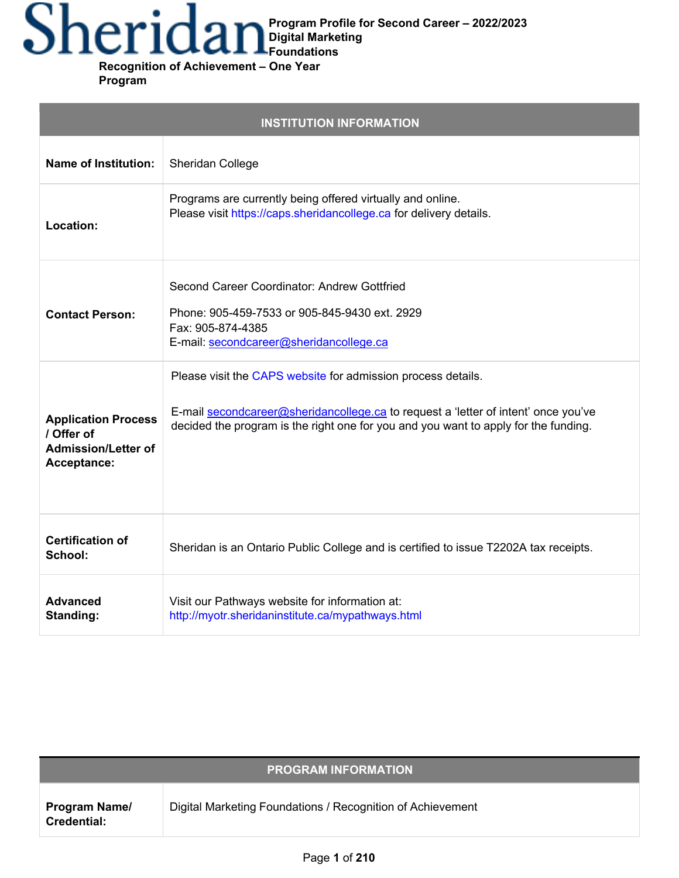# Sheridan

**Program Profile for Second Career – 2022/2023**
**Digital Marketing Foundations**
**Recognition of Achievement – One Year Program**

| INSTITUTION INFORMATION | |
|---|---|
| **Name of Institution:** | Sheridan College |
| **Location:** | Programs are currently being offered virtually and online. Please visit https://caps.sheridancollege.ca for delivery details. |
| **Contact Person:** | Second Career Coordinator: Andrew Gottfried<br><br>Phone: 905-459-7533 or 905-845-9430 ext. 2929<br>Fax: 905-874-4385<br>E-mail: secondcareer@sheridancollege.ca |
| **Application Process / Offer of Admission/Letter of Acceptance:** | Please visit the CAPS website for admission process details.<br><br>E-mail secondcareer@sheridancollege.ca to request a 'letter of intent' once you've decided the program is the right one for you and you want to apply for the funding. |
| **Certification of School:** | Sheridan is an Ontario Public College and is certified to issue T2202A tax receipts. |
| **Advanced Standing:** | Visit our Pathways website for information at: http://myotr.sheridaninstitute.ca/mypathways.html |

| PROGRAM INFORMATION | |
|---|---|
| **Program Name/ Credential:** | Digital Marketing Foundations / Recognition of Achievement |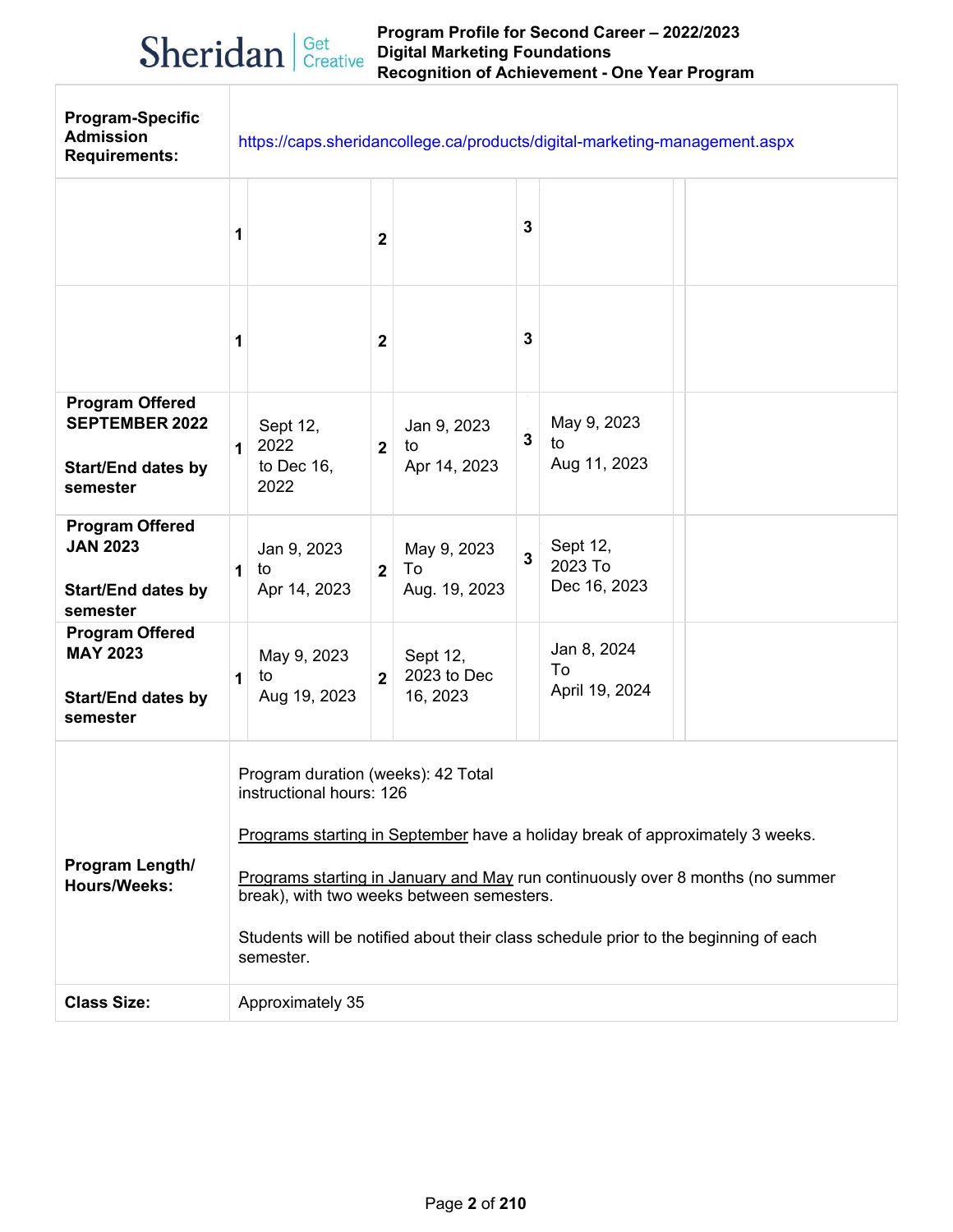| Program-Specific Admission Requirements: | https://caps.sheridancollege.ca/products/digital-marketing-management.aspx | | | | | | | |
|---|---|---|---|---|---|---|---|---|
| | 1 | | 2 | | 3 | | | |
| | 1 | | 2 | | 3 | | | |
| **Program Offered SEPTEMBER 2022**<br><br>**Start/End dates by semester** | 1 | Sept 12, 2022 to Dec 16, 2022 | 2 | Jan 9, 2023 to Apr 14, 2023 | 3 | May 9, 2023 to Aug 11, 2023 | | |
| **Program Offered JAN 2023**<br><br>**Start/End dates by semester** | 1 | Jan 9, 2023 to Apr 14, 2023 | 2 | May 9, 2023 To Aug. 19, 2023 | 3 | Sept 12, 2023 To Dec 16, 2023 | | |
| **Program Offered MAY 2023**<br><br>**Start/End dates by semester** | 1 | May 9, 2023 to Aug 19, 2023 | 2 | Sept 12, 2023 to Dec 16, 2023 | | Jan 8, 2024 To April 19, 2024 | | |
| **Program Length/ Hours/Weeks:** | Program duration (weeks): 42 Total instructional hours: 126<br><br>Programs starting in September have a holiday break of approximately 3 weeks.<br><br>Programs starting in January and May run continuously over 8 months (no summer break), with two weeks between semesters.<br><br>Students will be notified about their class schedule prior to the beginning of each semester. | | | | | | | |
| **Class Size:** | Approximately 35 | | | | | | | |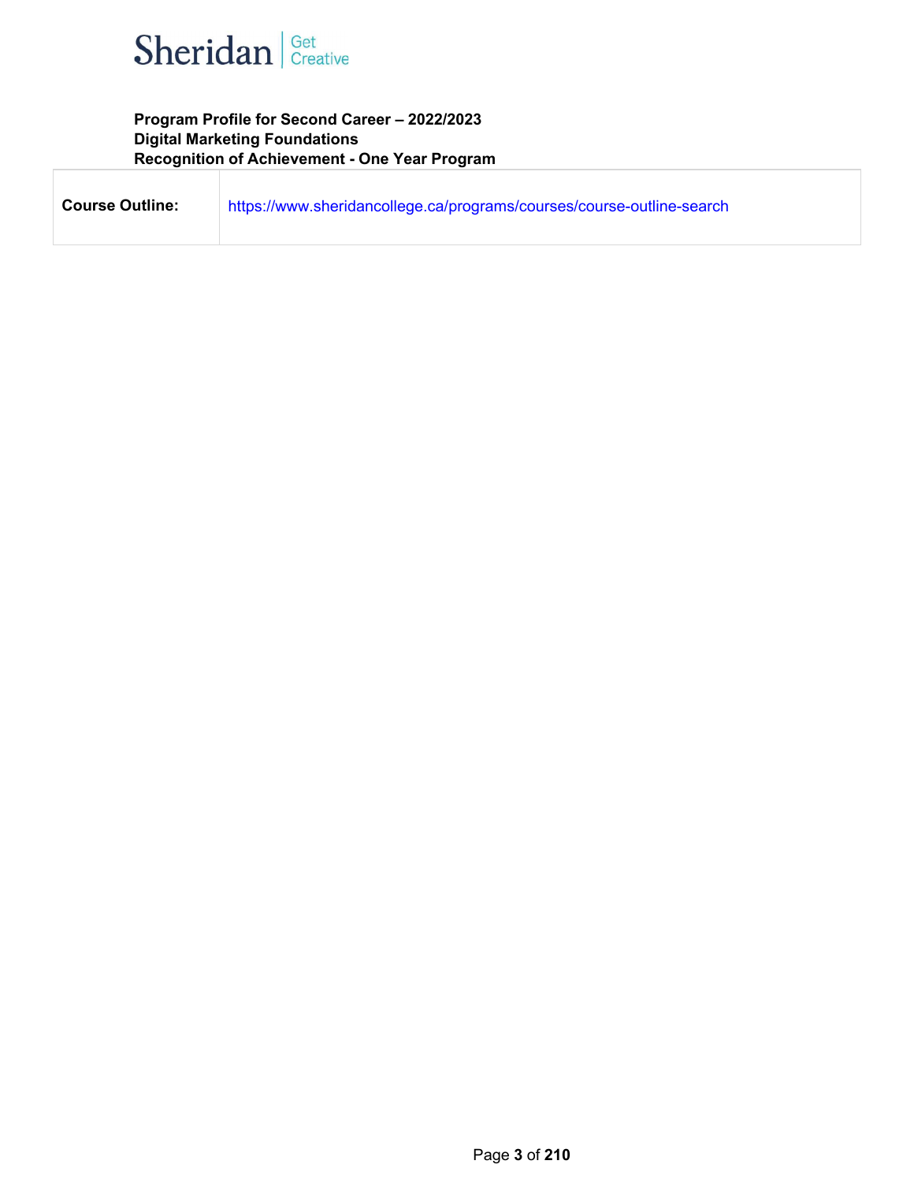**Program Profile for Second Career – 2022/2023**
**Digital Marketing Foundations**
**Recognition of Achievement - One Year Program**

| | |
|---|---|
| **Course Outline:** | https://www.sheridancollege.ca/programs/courses/course-outline-search |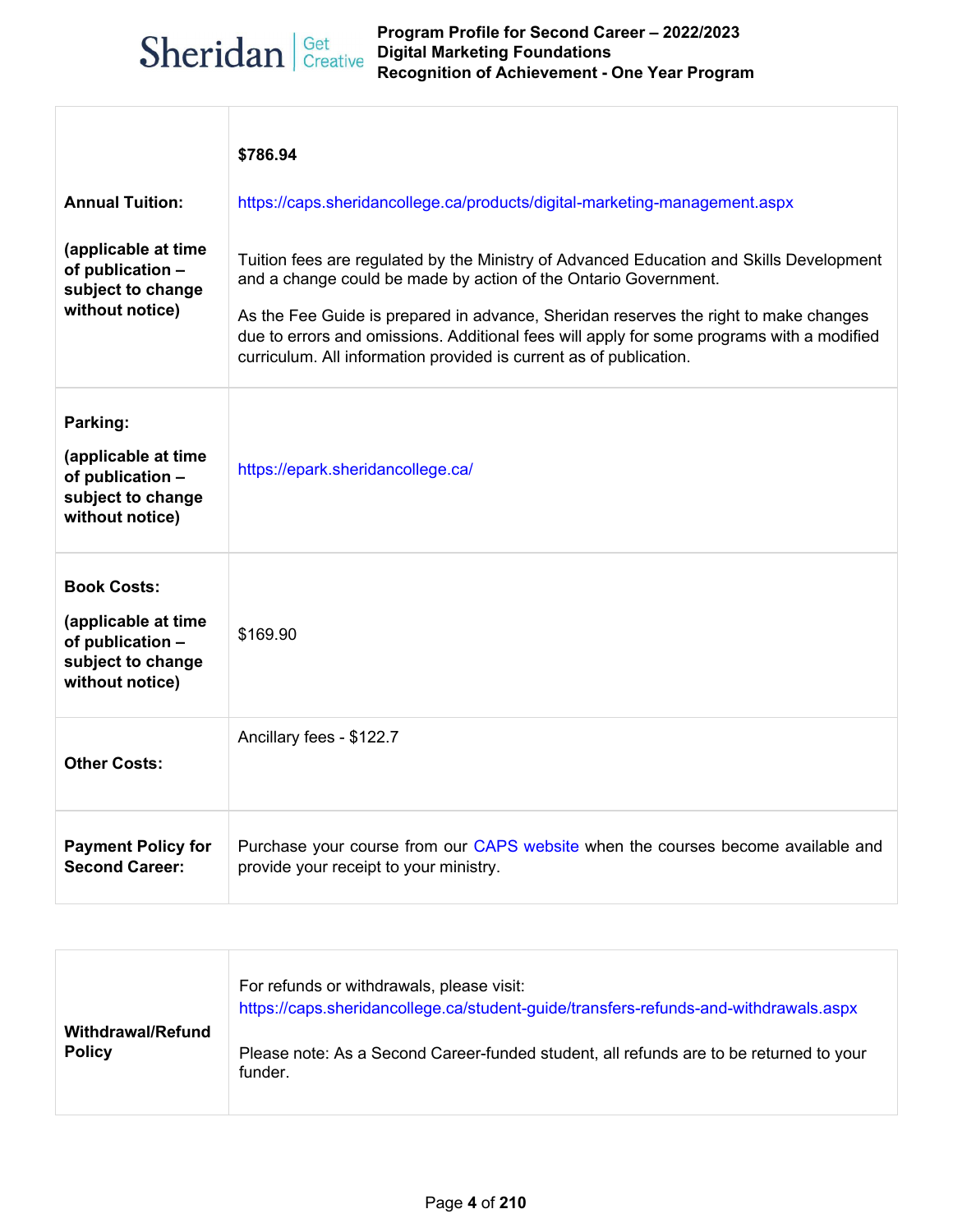| | |
|---|---|
| **Annual Tuition:**<br><br>**(applicable at time of publication – subject to change without notice)** | **$786.94**<br><br>https://caps.sheridancollege.ca/products/digital-marketing-management.aspx<br><br>Tuition fees are regulated by the Ministry of Advanced Education and Skills Development and a change could be made by action of the Ontario Government.<br><br>As the Fee Guide is prepared in advance, Sheridan reserves the right to make changes due to errors and omissions. Additional fees will apply for some programs with a modified curriculum. All information provided is current as of publication. |
| **Parking:**<br><br>**(applicable at time of publication – subject to change without notice)** | https://epark.sheridancollege.ca/ |
| **Book Costs:**<br><br>**(applicable at time of publication – subject to change without notice)** | $169.90 |
| **Other Costs:** | Ancillary fees - $122.7 |
| **Payment Policy for Second Career:** | Purchase your course from our CAPS website when the courses become available and provide your receipt to your ministry. |

| | |
|---|---|
| **Withdrawal/Refund Policy** | For refunds or withdrawals, please visit: https://caps.sheridancollege.ca/student-guide/transfers-refunds-and-withdrawals.aspx<br><br>Please note: As a Second Career-funded student, all refunds are to be returned to your funder. |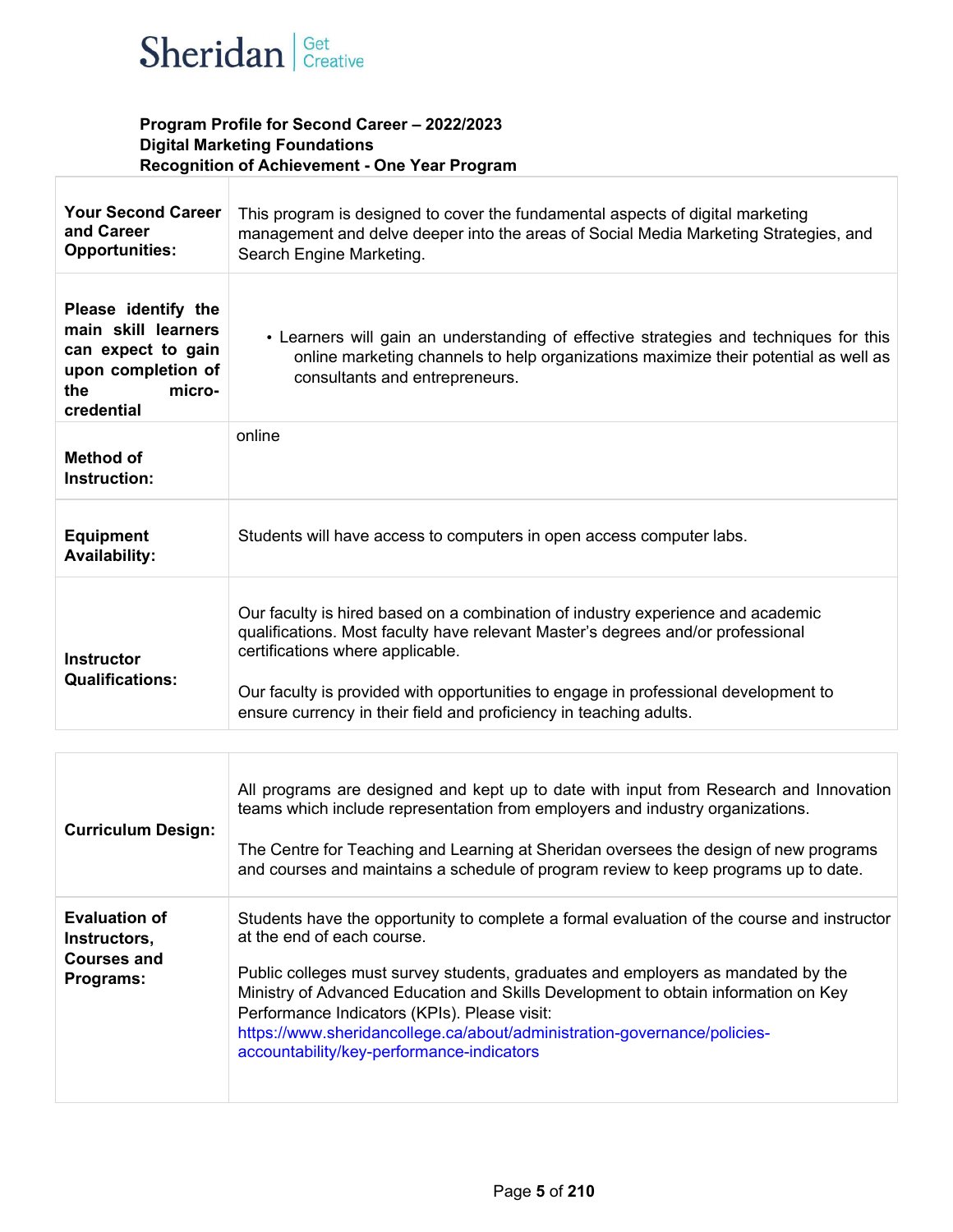Sheridan | Get Creative

**Program Profile for Second Career – 2022/2023**
**Digital Marketing Foundations**
**Recognition of Achievement - One Year Program**

| | |
|---|---|
| **Your Second Career and Career Opportunities:** | This program is designed to cover the fundamental aspects of digital marketing management and delve deeper into the areas of Social Media Marketing Strategies, and Search Engine Marketing. |
| **Please identify the main skill learners can expect to gain upon completion of the micro-credential** | • Learners will gain an understanding of effective strategies and techniques for this online marketing channels to help organizations maximize their potential as well as consultants and entrepreneurs. |
| **Method of Instruction:** | online |
| **Equipment Availability:** | Students will have access to computers in open access computer labs. |
| **Instructor Qualifications:** | Our faculty is hired based on a combination of industry experience and academic qualifications. Most faculty have relevant Master's degrees and/or professional certifications where applicable.<br><br>Our faculty is provided with opportunities to engage in professional development to ensure currency in their field and proficiency in teaching adults. |

| | |
|---|---|
| **Curriculum Design:** | All programs are designed and kept up to date with input from Research and Innovation teams which include representation from employers and industry organizations.<br><br>The Centre for Teaching and Learning at Sheridan oversees the design of new programs and courses and maintains a schedule of program review to keep programs up to date. |
| **Evaluation of Instructors, Courses and Programs:** | Students have the opportunity to complete a formal evaluation of the course and instructor at the end of each course.<br><br>Public colleges must survey students, graduates and employers as mandated by the Ministry of Advanced Education and Skills Development to obtain information on Key Performance Indicators (KPIs). Please visit: https://www.sheridancollege.ca/about/administration-governance/policies-accountability/key-performance-indicators |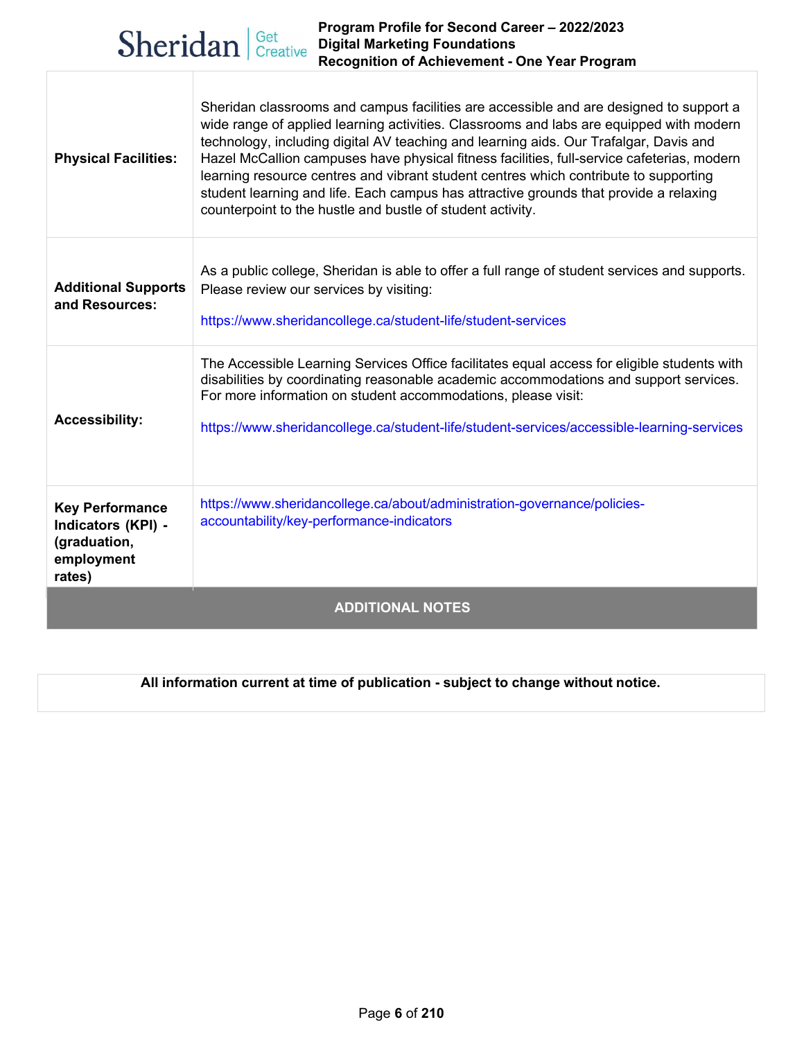| | |
|---|---|
| **Physical Facilities:** | Sheridan classrooms and campus facilities are accessible and are designed to support a wide range of applied learning activities. Classrooms and labs are equipped with modern technology, including digital AV teaching and learning aids. Our Trafalgar, Davis and Hazel McCallion campuses have physical fitness facilities, full-service cafeterias, modern learning resource centres and vibrant student centres which contribute to supporting student learning and life. Each campus has attractive grounds that provide a relaxing counterpoint to the hustle and bustle of student activity. |
| **Additional Supports and Resources:** | As a public college, Sheridan is able to offer a full range of student services and supports. Please review our services by visiting: https://www.sheridancollege.ca/student-life/student-services |
| **Accessibility:** | The Accessible Learning Services Office facilitates equal access for eligible students with disabilities by coordinating reasonable academic accommodations and support services. For more information on student accommodations, please visit: https://www.sheridancollege.ca/student-life/student-services/accessible-learning-services |
| **Key Performance Indicators (KPI) - (graduation, employment rates)** | https://www.sheridancollege.ca/about/administration-governance/policies-accountability/key-performance-indicators |
| **ADDITIONAL NOTES** | |

**All information current at time of publication - subject to change without notice.**